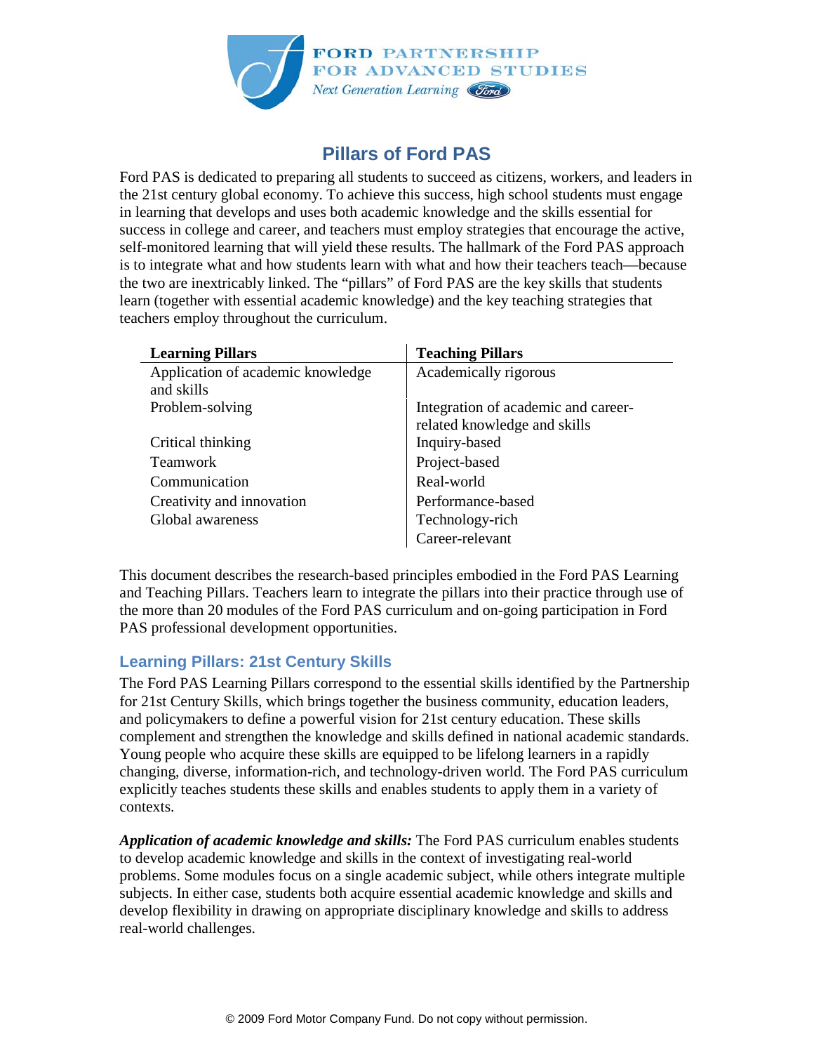FORD PARTNERSHIP FOR ADVANCED STUDIES

*Next Generation Learning*

# Pillars of Ford PAS

Ford PAS is dedicated to preparing all students to succeed as citizens, workers, and leaders in the 21st century global economy. To achieve this success, high school students must engage in learning that develops and uses both academic knowledge and the skills essential for success in college and career, and teachers must employ strategies that encourage the active, self-monitored learning that will yield these results. The hallmark of the Ford PAS approach is to integrate what and how students learn with what and how their teachers teach—because the two are inextricably linked. The "pillars" of Ford PAS are the key skills that students learn (together with essential academic knowledge) and the key teaching strategies that teachers employ throughout the curriculum.

| Learning Pillars | Teaching Pillars |
|---|---|
| Application of academic knowledge and skills | Academically rigorous |
| Problem-solving | Integration of academic and career-related knowledge and skills |
| Critical thinking | Inquiry-based |
| Teamwork | Project-based |
| Communication | Real-world |
| Creativity and innovation | Performance-based |
| Global awareness | Technology-rich |
| | Career-relevant |

This document describes the research-based principles embodied in the Ford PAS Learning and Teaching Pillars. Teachers learn to integrate the pillars into their practice through use of the more than 20 modules of the Ford PAS curriculum and on-going participation in Ford PAS professional development opportunities.

## Learning Pillars: 21st Century Skills

The Ford PAS Learning Pillars correspond to the essential skills identified by the Partnership for 21st Century Skills, which brings together the business community, education leaders, and policymakers to define a powerful vision for 21st century education. These skills complement and strengthen the knowledge and skills defined in national academic standards. Young people who acquire these skills are equipped to be lifelong learners in a rapidly changing, diverse, information-rich, and technology-driven world. The Ford PAS curriculum explicitly teaches students these skills and enables students to apply them in a variety of contexts.

***Application of academic knowledge and skills:*** The Ford PAS curriculum enables students to develop academic knowledge and skills in the context of investigating real-world problems. Some modules focus on a single academic subject, while others integrate multiple subjects. In either case, students both acquire essential academic knowledge and skills and develop flexibility in drawing on appropriate disciplinary knowledge and skills to address real-world challenges.

© 2009 Ford Motor Company Fund. Do not copy without permission.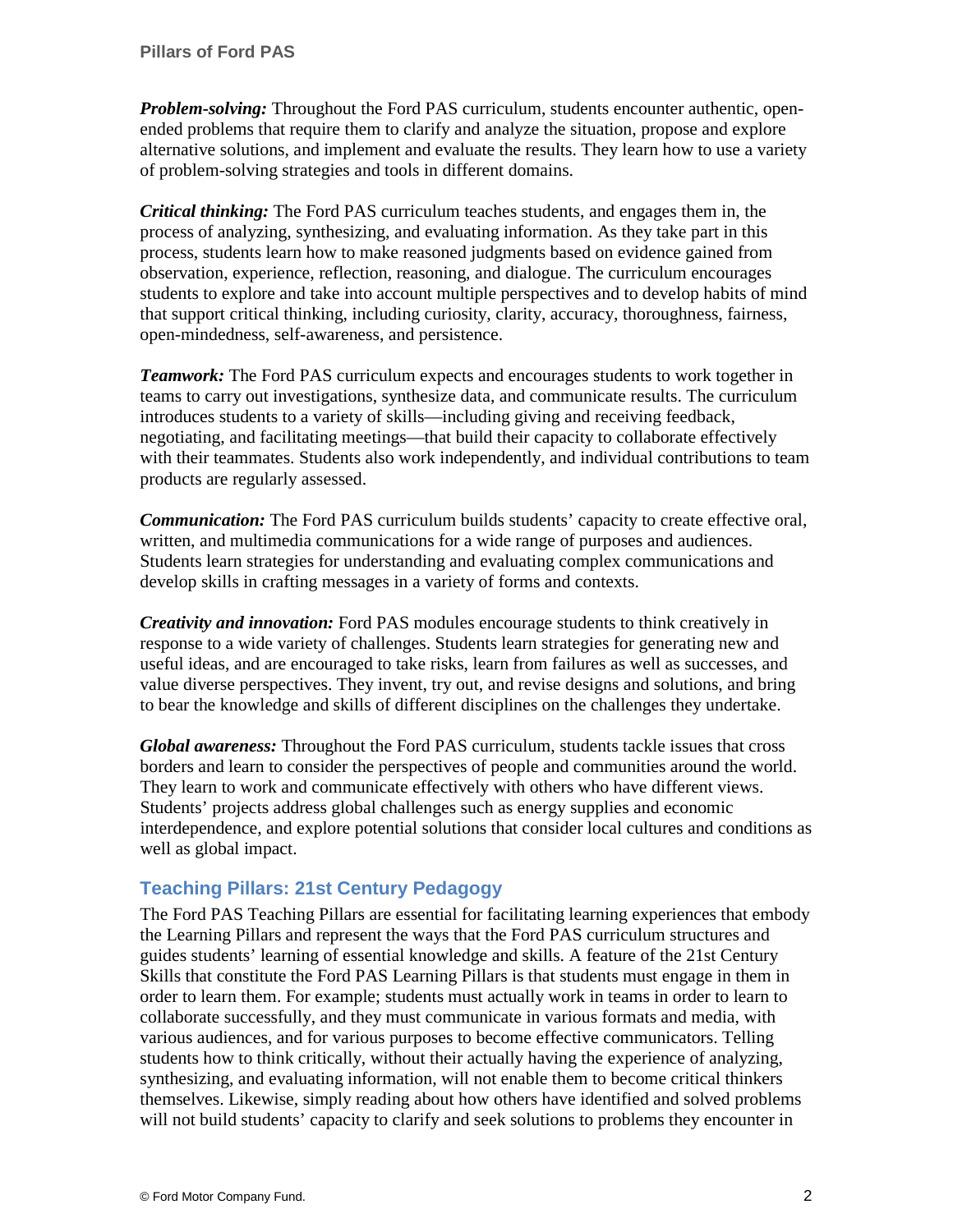***Problem-solving:*** Throughout the Ford PAS curriculum, students encounter authentic, open-ended problems that require them to clarify and analyze the situation, propose and explore alternative solutions, and implement and evaluate the results. They learn how to use a variety of problem-solving strategies and tools in different domains.

***Critical thinking:*** The Ford PAS curriculum teaches students, and engages them in, the process of analyzing, synthesizing, and evaluating information. As they take part in this process, students learn how to make reasoned judgments based on evidence gained from observation, experience, reflection, reasoning, and dialogue. The curriculum encourages students to explore and take into account multiple perspectives and to develop habits of mind that support critical thinking, including curiosity, clarity, accuracy, thoroughness, fairness, open-mindedness, self-awareness, and persistence.

***Teamwork:*** The Ford PAS curriculum expects and encourages students to work together in teams to carry out investigations, synthesize data, and communicate results. The curriculum introduces students to a variety of skills—including giving and receiving feedback, negotiating, and facilitating meetings—that build their capacity to collaborate effectively with their teammates. Students also work independently, and individual contributions to team products are regularly assessed.

***Communication:*** The Ford PAS curriculum builds students' capacity to create effective oral, written, and multimedia communications for a wide range of purposes and audiences. Students learn strategies for understanding and evaluating complex communications and develop skills in crafting messages in a variety of forms and contexts.

***Creativity and innovation:*** Ford PAS modules encourage students to think creatively in response to a wide variety of challenges. Students learn strategies for generating new and useful ideas, and are encouraged to take risks, learn from failures as well as successes, and value diverse perspectives. They invent, try out, and revise designs and solutions, and bring to bear the knowledge and skills of different disciplines on the challenges they undertake.

***Global awareness:*** Throughout the Ford PAS curriculum, students tackle issues that cross borders and learn to consider the perspectives of people and communities around the world. They learn to work and communicate effectively with others who have different views. Students' projects address global challenges such as energy supplies and economic interdependence, and explore potential solutions that consider local cultures and conditions as well as global impact.

## Teaching Pillars: 21st Century Pedagogy

The Ford PAS Teaching Pillars are essential for facilitating learning experiences that embody the Learning Pillars and represent the ways that the Ford PAS curriculum structures and guides students' learning of essential knowledge and skills. A feature of the 21st Century Skills that constitute the Ford PAS Learning Pillars is that students must engage in them in order to learn them. For example; students must actually work in teams in order to learn to collaborate successfully, and they must communicate in various formats and media, with various audiences, and for various purposes to become effective communicators. Telling students how to think critically, without their actually having the experience of analyzing, synthesizing, and evaluating information, will not enable them to become critical thinkers themselves. Likewise, simply reading about how others have identified and solved problems will not build students' capacity to clarify and seek solutions to problems they encounter in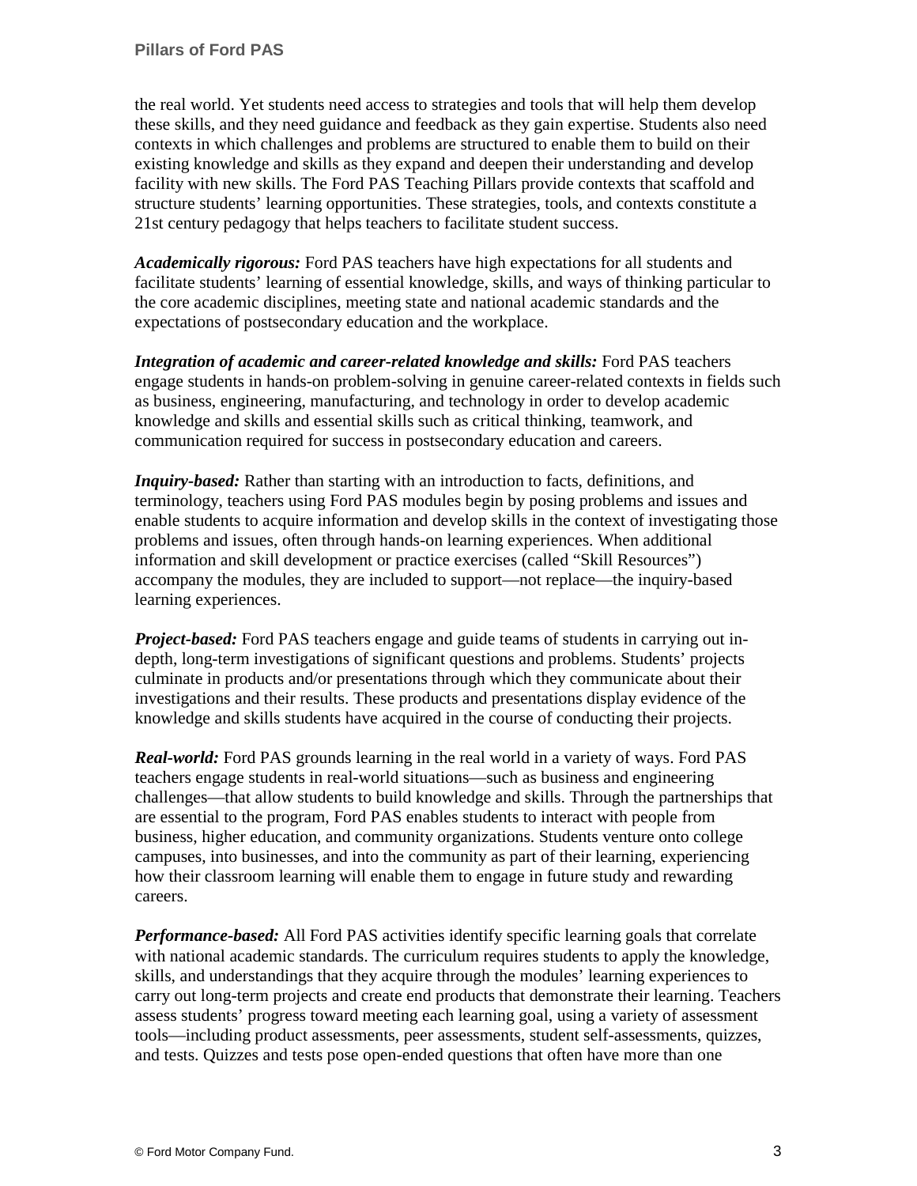the real world. Yet students need access to strategies and tools that will help them develop these skills, and they need guidance and feedback as they gain expertise. Students also need contexts in which challenges and problems are structured to enable them to build on their existing knowledge and skills as they expand and deepen their understanding and develop facility with new skills. The Ford PAS Teaching Pillars provide contexts that scaffold and structure students' learning opportunities. These strategies, tools, and contexts constitute a 21st century pedagogy that helps teachers to facilitate student success.

***Academically rigorous:*** Ford PAS teachers have high expectations for all students and facilitate students' learning of essential knowledge, skills, and ways of thinking particular to the core academic disciplines, meeting state and national academic standards and the expectations of postsecondary education and the workplace.

***Integration of academic and career-related knowledge and skills:*** Ford PAS teachers engage students in hands-on problem-solving in genuine career-related contexts in fields such as business, engineering, manufacturing, and technology in order to develop academic knowledge and skills and essential skills such as critical thinking, teamwork, and communication required for success in postsecondary education and careers.

***Inquiry-based:*** Rather than starting with an introduction to facts, definitions, and terminology, teachers using Ford PAS modules begin by posing problems and issues and enable students to acquire information and develop skills in the context of investigating those problems and issues, often through hands-on learning experiences. When additional information and skill development or practice exercises (called "Skill Resources") accompany the modules, they are included to support—not replace—the inquiry-based learning experiences.

***Project-based:*** Ford PAS teachers engage and guide teams of students in carrying out in-depth, long-term investigations of significant questions and problems. Students' projects culminate in products and/or presentations through which they communicate about their investigations and their results. These products and presentations display evidence of the knowledge and skills students have acquired in the course of conducting their projects.

***Real-world:*** Ford PAS grounds learning in the real world in a variety of ways. Ford PAS teachers engage students in real-world situations—such as business and engineering challenges—that allow students to build knowledge and skills. Through the partnerships that are essential to the program, Ford PAS enables students to interact with people from business, higher education, and community organizations. Students venture onto college campuses, into businesses, and into the community as part of their learning, experiencing how their classroom learning will enable them to engage in future study and rewarding careers.

***Performance-based:*** All Ford PAS activities identify specific learning goals that correlate with national academic standards. The curriculum requires students to apply the knowledge, skills, and understandings that they acquire through the modules' learning experiences to carry out long-term projects and create end products that demonstrate their learning. Teachers assess students' progress toward meeting each learning goal, using a variety of assessment tools—including product assessments, peer assessments, student self-assessments, quizzes, and tests. Quizzes and tests pose open-ended questions that often have more than one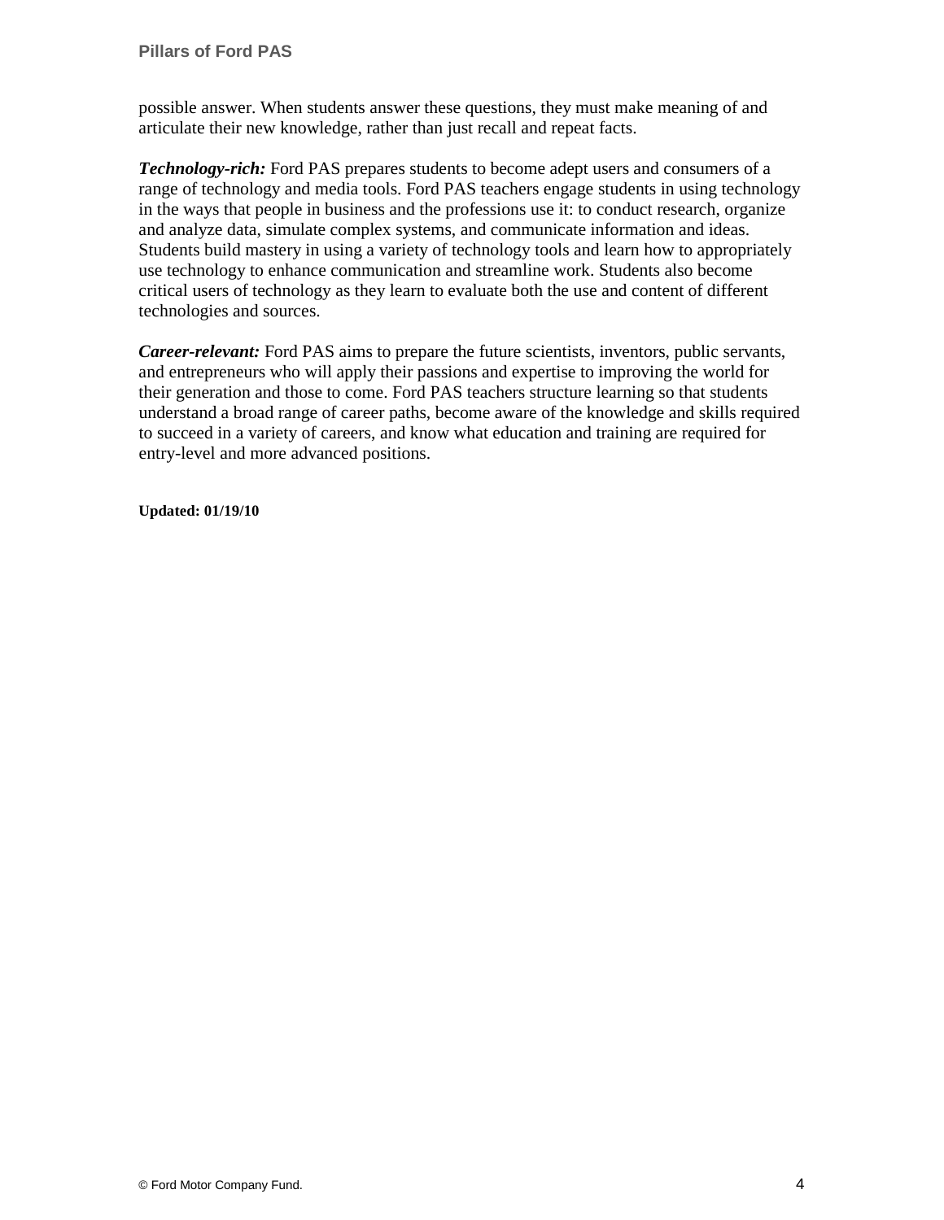possible answer. When students answer these questions, they must make meaning of and articulate their new knowledge, rather than just recall and repeat facts.

***Technology-rich:*** Ford PAS prepares students to become adept users and consumers of a range of technology and media tools. Ford PAS teachers engage students in using technology in the ways that people in business and the professions use it: to conduct research, organize and analyze data, simulate complex systems, and communicate information and ideas. Students build mastery in using a variety of technology tools and learn how to appropriately use technology to enhance communication and streamline work. Students also become critical users of technology as they learn to evaluate both the use and content of different technologies and sources.

***Career-relevant:*** Ford PAS aims to prepare the future scientists, inventors, public servants, and entrepreneurs who will apply their passions and expertise to improving the world for their generation and those to come. Ford PAS teachers structure learning so that students understand a broad range of career paths, become aware of the knowledge and skills required to succeed in a variety of careers, and know what education and training are required for entry-level and more advanced positions.

**Updated: 01/19/10**

© Ford Motor Company Fund.